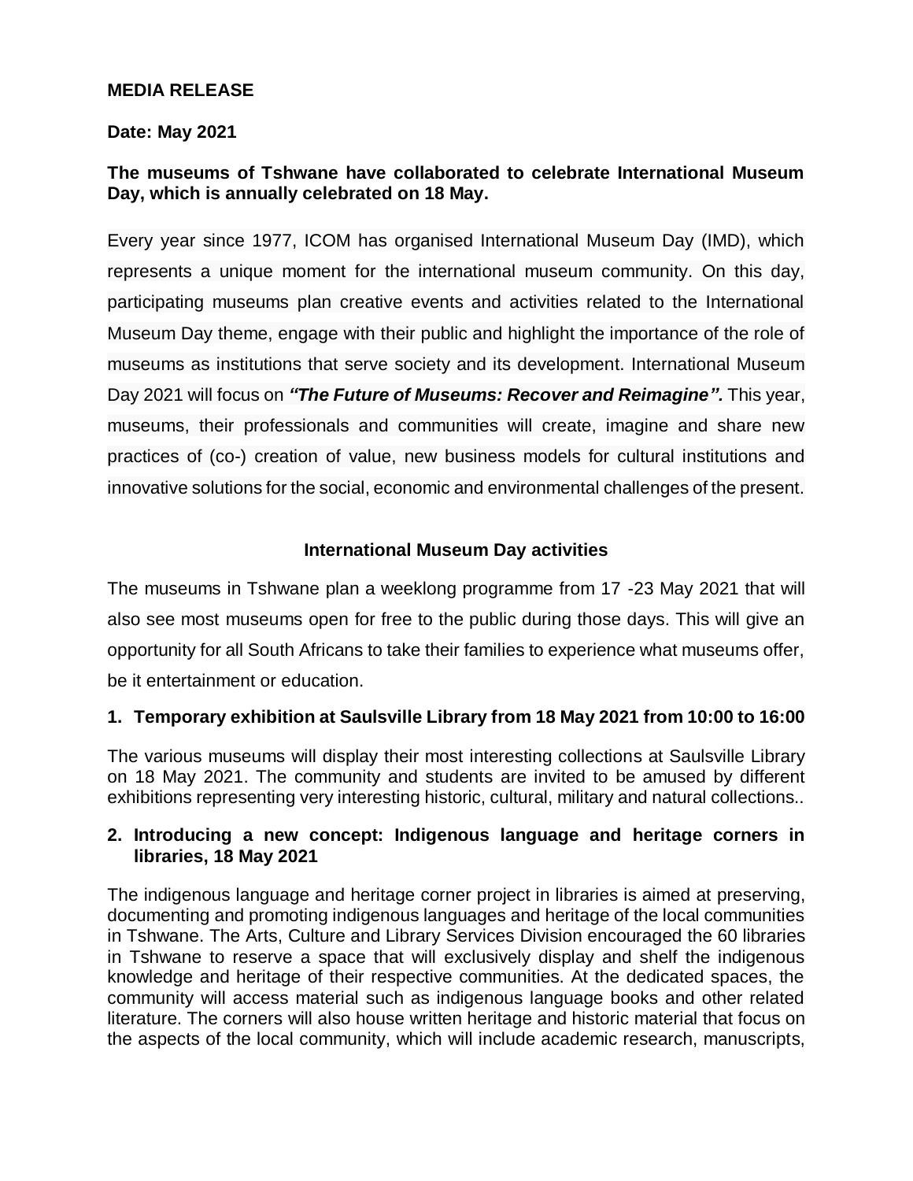**MEDIA RELEASE**

**Date: May 2021**

**The museums of Tshwane have collaborated to celebrate International Museum Day, which is annually celebrated on 18 May.**

Every year since 1977, ICOM has organised International Museum Day (IMD), which represents a unique moment for the international museum community. On this day, participating museums plan creative events and activities related to the International Museum Day theme, engage with their public and highlight the importance of the role of museums as institutions that serve society and its development. International Museum Day 2021 will focus on ***"The Future of Museums: Recover and Reimagine".*** This year, museums, their professionals and communities will create, imagine and share new practices of (co-) creation of value, new business models for cultural institutions and innovative solutions for the social, economic and environmental challenges of the present.

## International Museum Day activities

The museums in Tshwane plan a weeklong programme from 17 -23 May 2021 that will also see most museums open for free to the public during those days. This will give an opportunity for all South Africans to take their families to experience what museums offer, be it entertainment or education.

### 1. Temporary exhibition at Saulsville Library from 18 May 2021 from 10:00 to 16:00

The various museums will display their most interesting collections at Saulsville Library on 18 May 2021. The community and students are invited to be amused by different exhibitions representing very interesting historic, cultural, military and natural collections..

### 2. Introducing a new concept: Indigenous language and heritage corners in libraries, 18 May 2021

The indigenous language and heritage corner project in libraries is aimed at preserving, documenting and promoting indigenous languages and heritage of the local communities in Tshwane. The Arts, Culture and Library Services Division encouraged the 60 libraries in Tshwane to reserve a space that will exclusively display and shelf the indigenous knowledge and heritage of their respective communities. At the dedicated spaces, the community will access material such as indigenous language books and other related literature. The corners will also house written heritage and historic material that focus on the aspects of the local community, which will include academic research, manuscripts,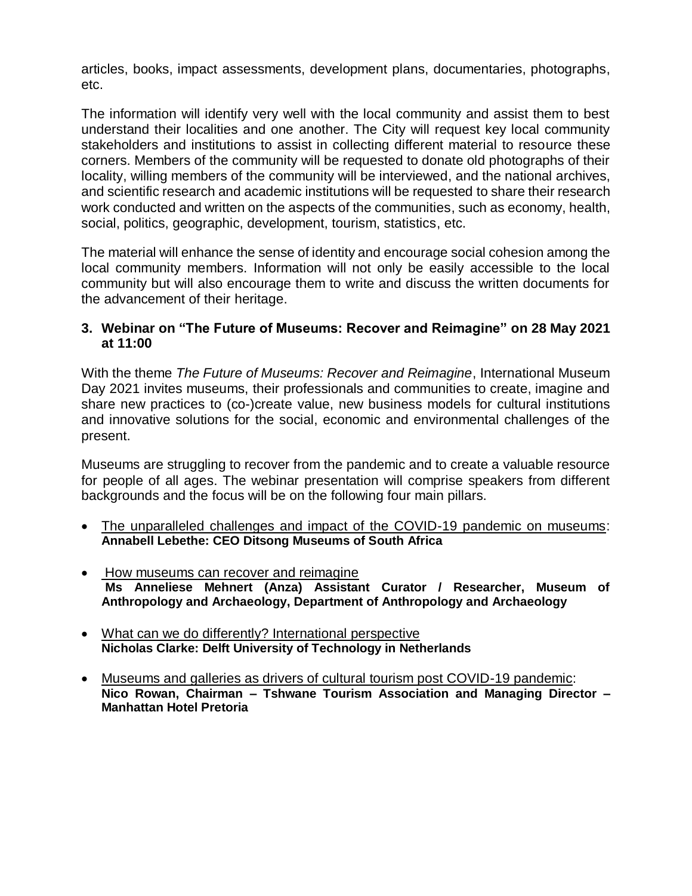articles, books, impact assessments, development plans, documentaries, photographs, etc.

The information will identify very well with the local community and assist them to best understand their localities and one another. The City will request key local community stakeholders and institutions to assist in collecting different material to resource these corners. Members of the community will be requested to donate old photographs of their locality, willing members of the community will be interviewed, and the national archives, and scientific research and academic institutions will be requested to share their research work conducted and written on the aspects of the communities, such as economy, health, social, politics, geographic, development, tourism, statistics, etc.

The material will enhance the sense of identity and encourage social cohesion among the local community members. Information will not only be easily accessible to the local community but will also encourage them to write and discuss the written documents for the advancement of their heritage.

### 3. Webinar on "The Future of Museums: Recover and Reimagine" on 28 May 2021 at 11:00

With the theme *The Future of Museums: Recover and Reimagine*, International Museum Day 2021 invites museums, their professionals and communities to create, imagine and share new practices to (co-)create value, new business models for cultural institutions and innovative solutions for the social, economic and environmental challenges of the present.

Museums are struggling to recover from the pandemic and to create a valuable resource for people of all ages. The webinar presentation will comprise speakers from different backgrounds and the focus will be on the following four main pillars.

- The unparalleled challenges and impact of the COVID-19 pandemic on museums:
  **Annabell Lebethe: CEO Ditsong Museums of South Africa**
- How museums can recover and reimagine
  **Ms Anneliese Mehnert (Anza) Assistant Curator / Researcher, Museum of Anthropology and Archaeology, Department of Anthropology and Archaeology**
- What can we do differently? International perspective
  **Nicholas Clarke: Delft University of Technology in Netherlands**
- Museums and galleries as drivers of cultural tourism post COVID-19 pandemic:
  **Nico Rowan, Chairman – Tshwane Tourism Association and Managing Director – Manhattan Hotel Pretoria**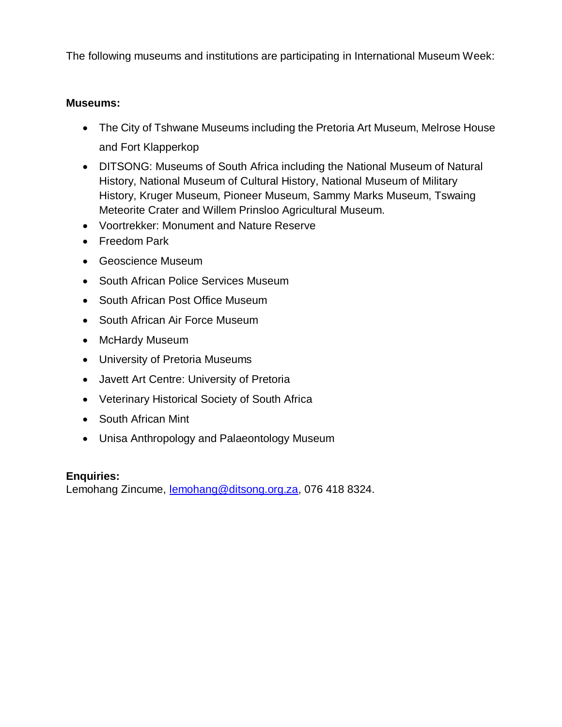The following museums and institutions are participating in International Museum Week:

**Museums:**

- The City of Tshwane Museums including the Pretoria Art Museum, Melrose House and Fort Klapperkop
- DITSONG: Museums of South Africa including the National Museum of Natural History, National Museum of Cultural History, National Museum of Military History, Kruger Museum, Pioneer Museum, Sammy Marks Museum, Tswaing Meteorite Crater and Willem Prinsloo Agricultural Museum.
- Voortrekker: Monument and Nature Reserve
- Freedom Park
- Geoscience Museum
- South African Police Services Museum
- South African Post Office Museum
- South African Air Force Museum
- McHardy Museum
- University of Pretoria Museums
- Javett Art Centre: University of Pretoria
- Veterinary Historical Society of South Africa
- South African Mint
- Unisa Anthropology and Palaeontology Museum

**Enquiries:**
Lemohang Zincume, lemohang@ditsong.org.za, 076 418 8324.